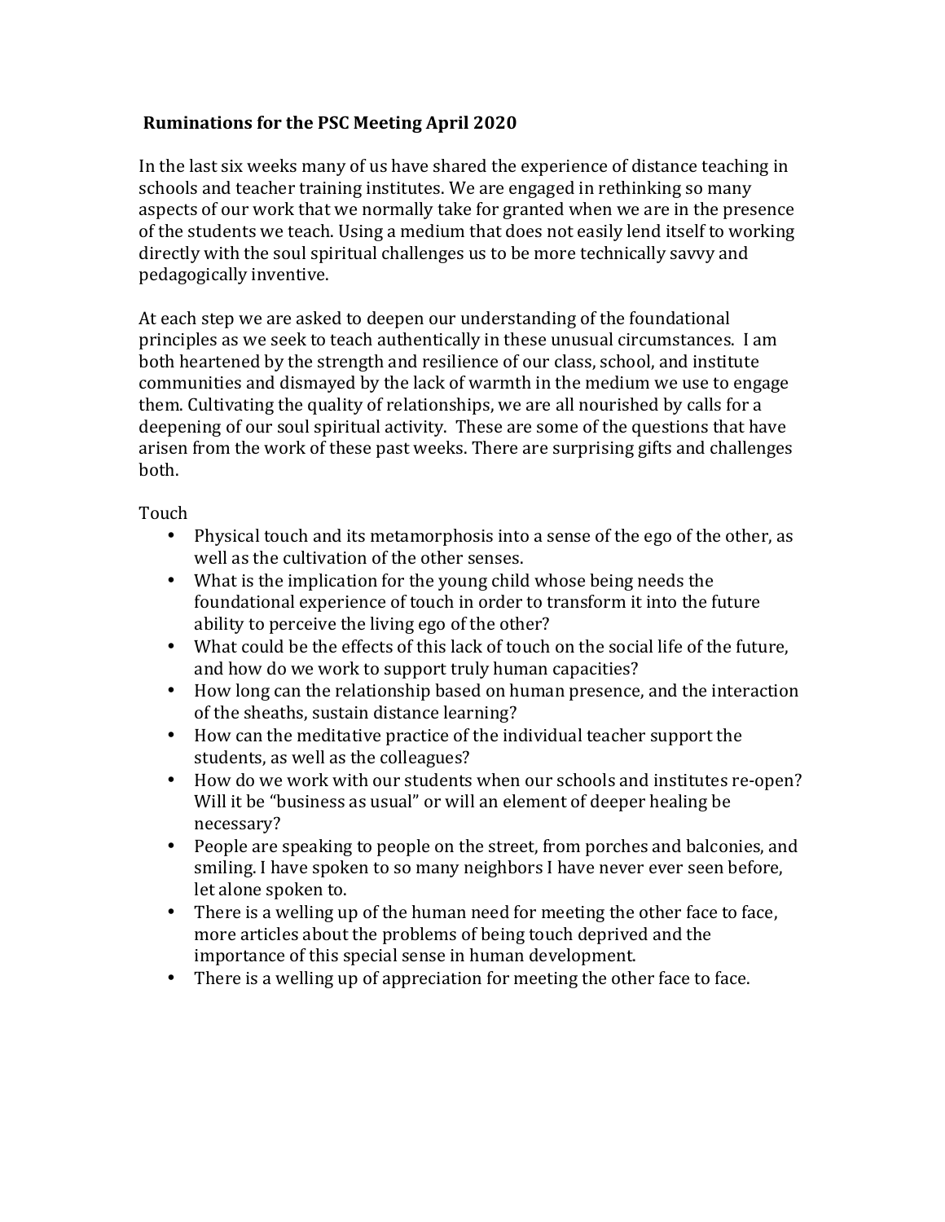## Ruminations for the PSC Meeting April 2020

In the last six weeks many of us have shared the experience of distance teaching in schools and teacher training institutes. We are engaged in rethinking so many aspects of our work that we normally take for granted when we are in the presence of the students we teach. Using a medium that does not easily lend itself to working directly with the soul spiritual challenges us to be more technically savvy and pedagogically inventive.

At each step we are asked to deepen our understanding of the foundational principles as we seek to teach authentically in these unusual circumstances. I am both heartened by the strength and resilience of our class, school, and institute communities and dismayed by the lack of warmth in the medium we use to engage them. Cultivating the quality of relationships, we are all nourished by calls for a deepening of our soul spiritual activity. These are some of the questions that have arisen from the work of these past weeks. There are surprising gifts and challenges both.

Touch

- Physical touch and its metamorphosis into a sense of the ego of the other, as well as the cultivation of the other senses.
- What is the implication for the young child whose being needs the foundational experience of touch in order to transform it into the future ability to perceive the living ego of the other?
- What could be the effects of this lack of touch on the social life of the future, and how do we work to support truly human capacities?
- How long can the relationship based on human presence, and the interaction of the sheaths, sustain distance learning?
- How can the meditative practice of the individual teacher support the students, as well as the colleagues?
- How do we work with our students when our schools and institutes re-open? Will it be "business as usual" or will an element of deeper healing be necessary?
- People are speaking to people on the street, from porches and balconies, and smiling. I have spoken to so many neighbors I have never ever seen before, let alone spoken to.
- There is a welling up of the human need for meeting the other face to face, more articles about the problems of being touch deprived and the importance of this special sense in human development.
- There is a welling up of appreciation for meeting the other face to face.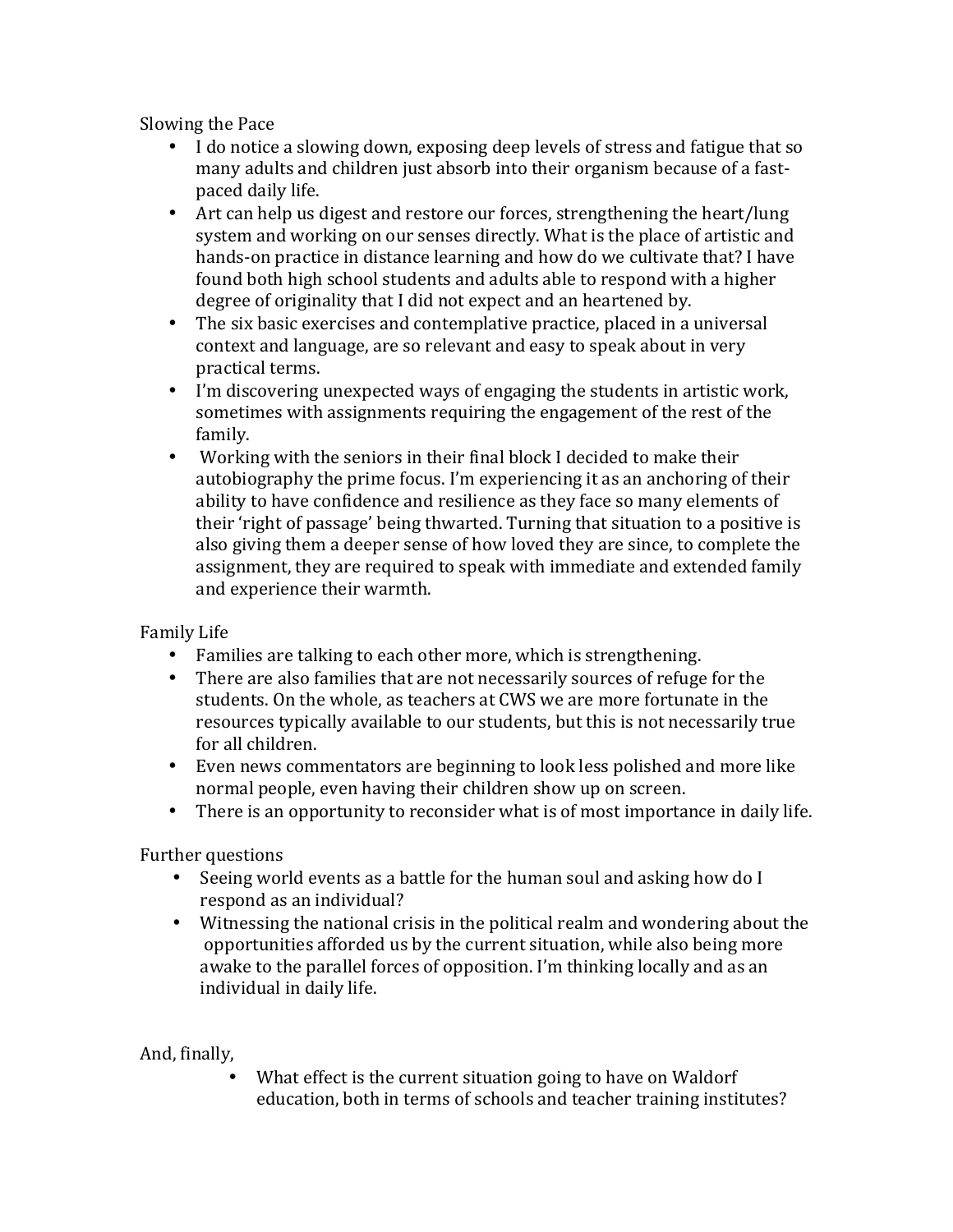Slowing the Pace

- I do notice a slowing down, exposing deep levels of stress and fatigue that so many adults and children just absorb into their organism because of a fast-paced daily life.
- Art can help us digest and restore our forces, strengthening the heart/lung system and working on our senses directly. What is the place of artistic and hands-on practice in distance learning and how do we cultivate that? I have found both high school students and adults able to respond with a higher degree of originality that I did not expect and an heartened by.
- The six basic exercises and contemplative practice, placed in a universal context and language, are so relevant and easy to speak about in very practical terms.
- I'm discovering unexpected ways of engaging the students in artistic work, sometimes with assignments requiring the engagement of the rest of the family.
- Working with the seniors in their final block I decided to make their autobiography the prime focus. I'm experiencing it as an anchoring of their ability to have confidence and resilience as they face so many elements of their 'right of passage' being thwarted. Turning that situation to a positive is also giving them a deeper sense of how loved they are since, to complete the assignment, they are required to speak with immediate and extended family and experience their warmth.

Family Life

- Families are talking to each other more, which is strengthening.
- There are also families that are not necessarily sources of refuge for the students. On the whole, as teachers at CWS we are more fortunate in the resources typically available to our students, but this is not necessarily true for all children.
- Even news commentators are beginning to look less polished and more like normal people, even having their children show up on screen.
- There is an opportunity to reconsider what is of most importance in daily life.

Further questions

- Seeing world events as a battle for the human soul and asking how do I respond as an individual?
- Witnessing the national crisis in the political realm and wondering about the opportunities afforded us by the current situation, while also being more awake to the parallel forces of opposition. I'm thinking locally and as an individual in daily life.

And, finally,

- What effect is the current situation going to have on Waldorf education, both in terms of schools and teacher training institutes?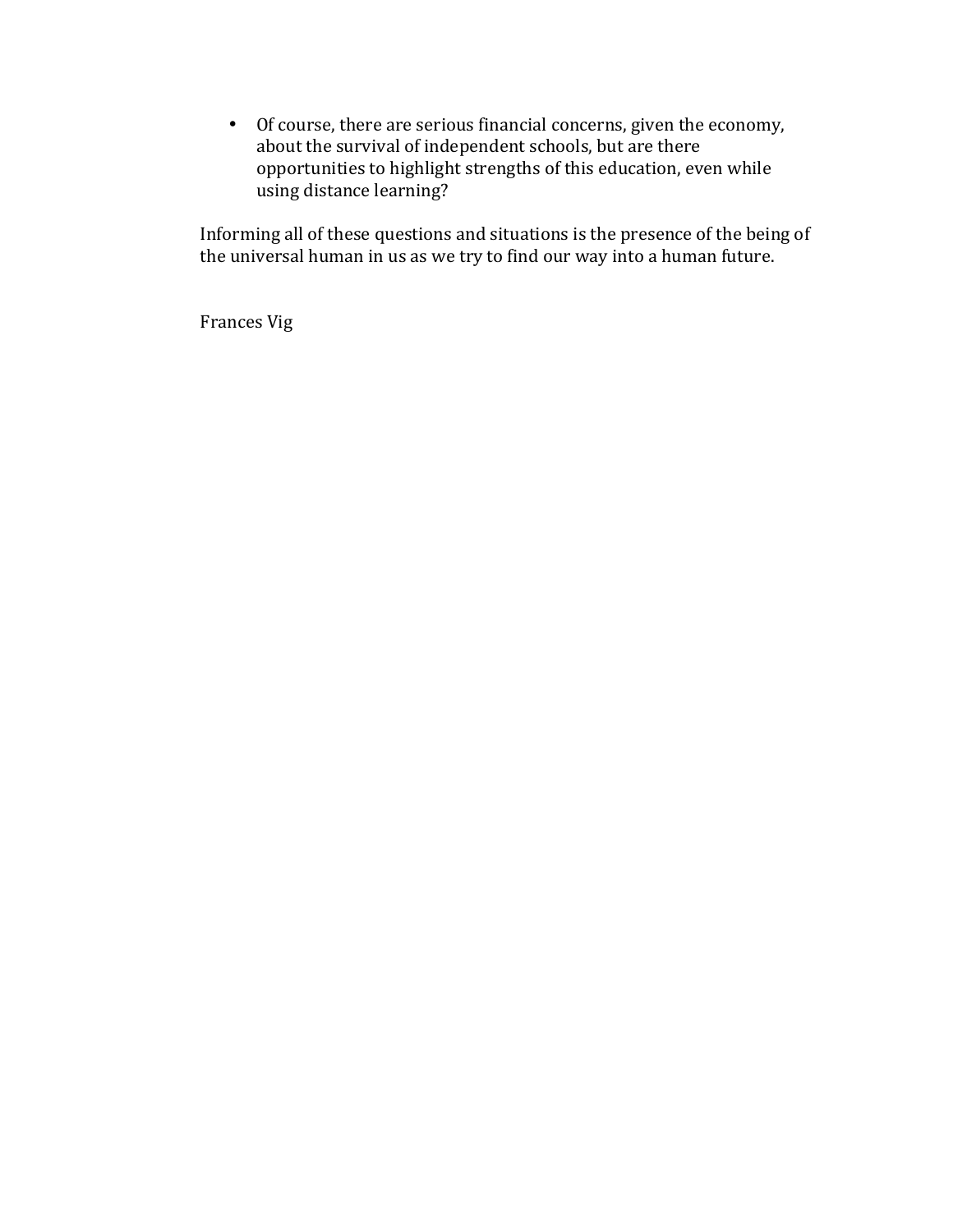- Of course, there are serious financial concerns, given the economy, about the survival of independent schools, but are there opportunities to highlight strengths of this education, even while using distance learning?

Informing all of these questions and situations is the presence of the being of the universal human in us as we try to find our way into a human future.

Frances Vig